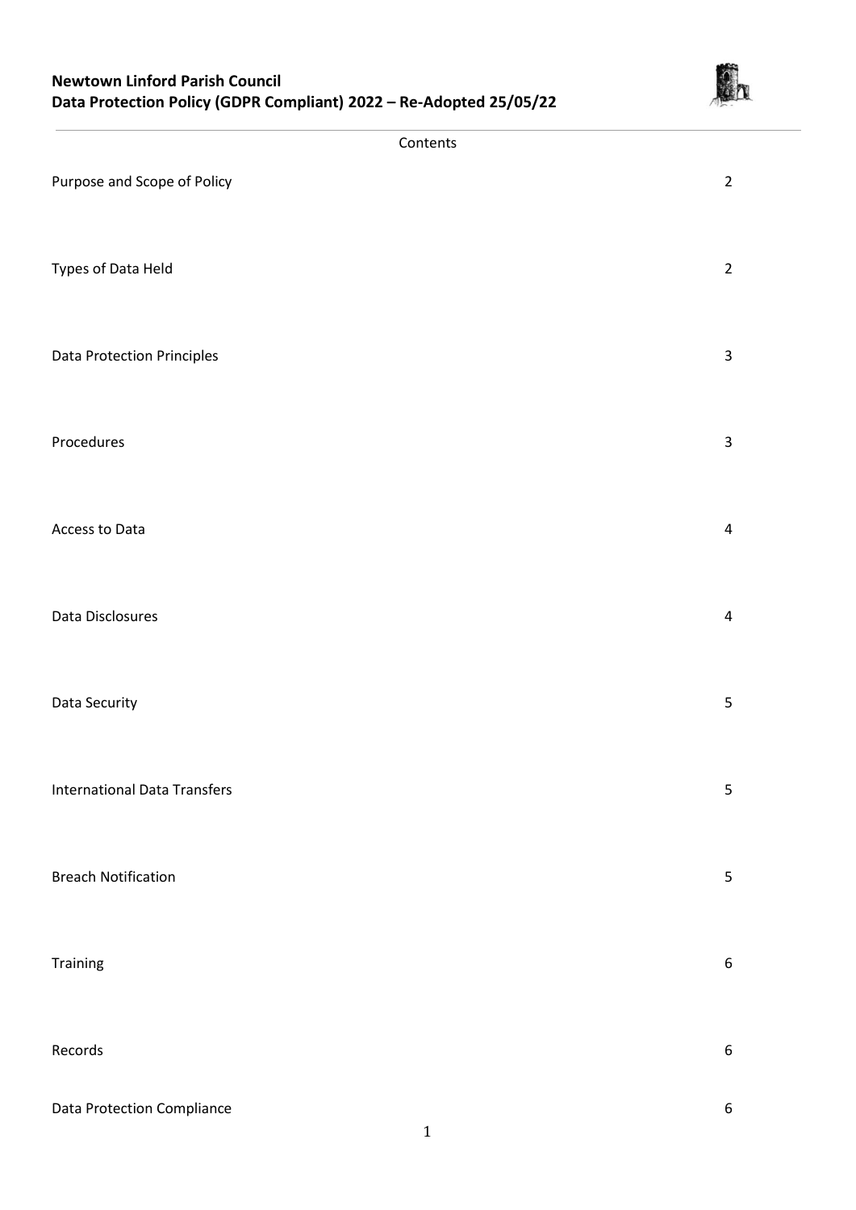**Newtown Linford Parish Council**
**Data Protection Policy (GDPR Compliant) 2022 – Re-Adopted 25/05/22**

Contents

| | |
|---|---|
| Purpose and Scope of Policy | 2 |
| Types of Data Held | 2 |
| Data Protection Principles | 3 |
| Procedures | 3 |
| Access to Data | 4 |
| Data Disclosures | 4 |
| Data Security | 5 |
| International Data Transfers | 5 |
| Breach Notification | 5 |
| Training | 6 |
| Records | 6 |
| Data Protection Compliance | 6 |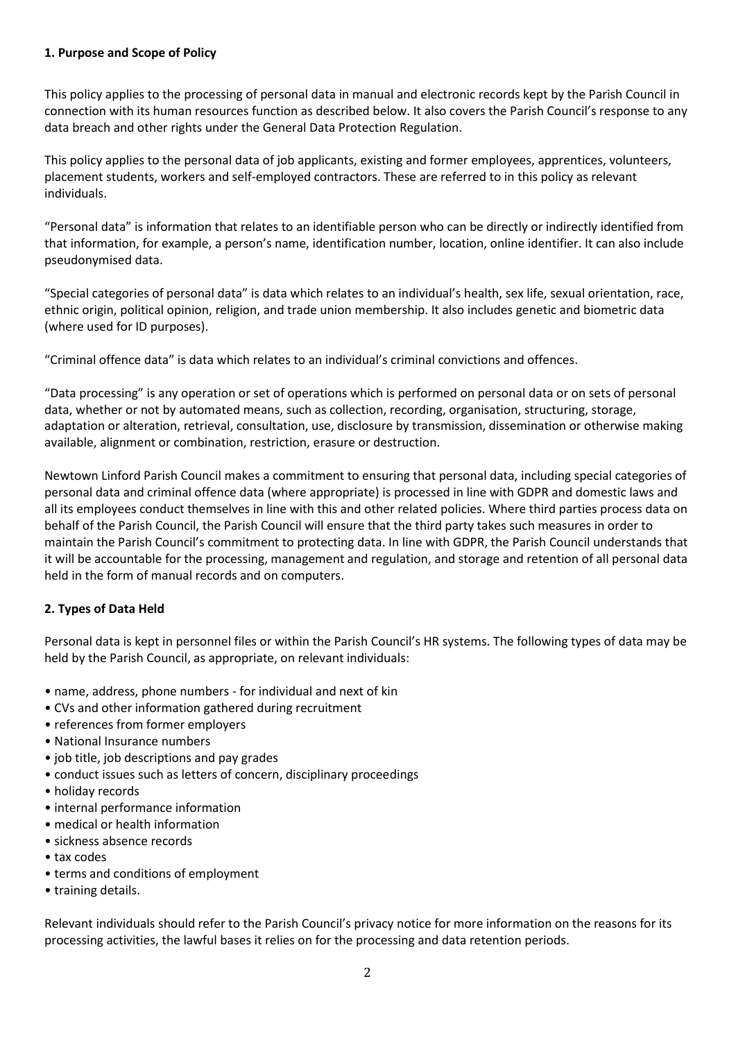## 1. Purpose and Scope of Policy

This policy applies to the processing of personal data in manual and electronic records kept by the Parish Council in connection with its human resources function as described below. It also covers the Parish Council's response to any data breach and other rights under the General Data Protection Regulation.

This policy applies to the personal data of job applicants, existing and former employees, apprentices, volunteers, placement students, workers and self-employed contractors. These are referred to in this policy as relevant individuals.

"Personal data" is information that relates to an identifiable person who can be directly or indirectly identified from that information, for example, a person's name, identification number, location, online identifier. It can also include pseudonymised data.

"Special categories of personal data" is data which relates to an individual's health, sex life, sexual orientation, race, ethnic origin, political opinion, religion, and trade union membership. It also includes genetic and biometric data (where used for ID purposes).

"Criminal offence data" is data which relates to an individual's criminal convictions and offences.

"Data processing" is any operation or set of operations which is performed on personal data or on sets of personal data, whether or not by automated means, such as collection, recording, organisation, structuring, storage, adaptation or alteration, retrieval, consultation, use, disclosure by transmission, dissemination or otherwise making available, alignment or combination, restriction, erasure or destruction.

Newtown Linford Parish Council makes a commitment to ensuring that personal data, including special categories of personal data and criminal offence data (where appropriate) is processed in line with GDPR and domestic laws and all its employees conduct themselves in line with this and other related policies. Where third parties process data on behalf of the Parish Council, the Parish Council will ensure that the third party takes such measures in order to maintain the Parish Council's commitment to protecting data. In line with GDPR, the Parish Council understands that it will be accountable for the processing, management and regulation, and storage and retention of all personal data held in the form of manual records and on computers.

## 2. Types of Data Held

Personal data is kept in personnel files or within the Parish Council's HR systems. The following types of data may be held by the Parish Council, as appropriate, on relevant individuals:

- name, address, phone numbers - for individual and next of kin
- CVs and other information gathered during recruitment
- references from former employers
- National Insurance numbers
- job title, job descriptions and pay grades
- conduct issues such as letters of concern, disciplinary proceedings
- holiday records
- internal performance information
- medical or health information
- sickness absence records
- tax codes
- terms and conditions of employment
- training details.

Relevant individuals should refer to the Parish Council's privacy notice for more information on the reasons for its processing activities, the lawful bases it relies on for the processing and data retention periods.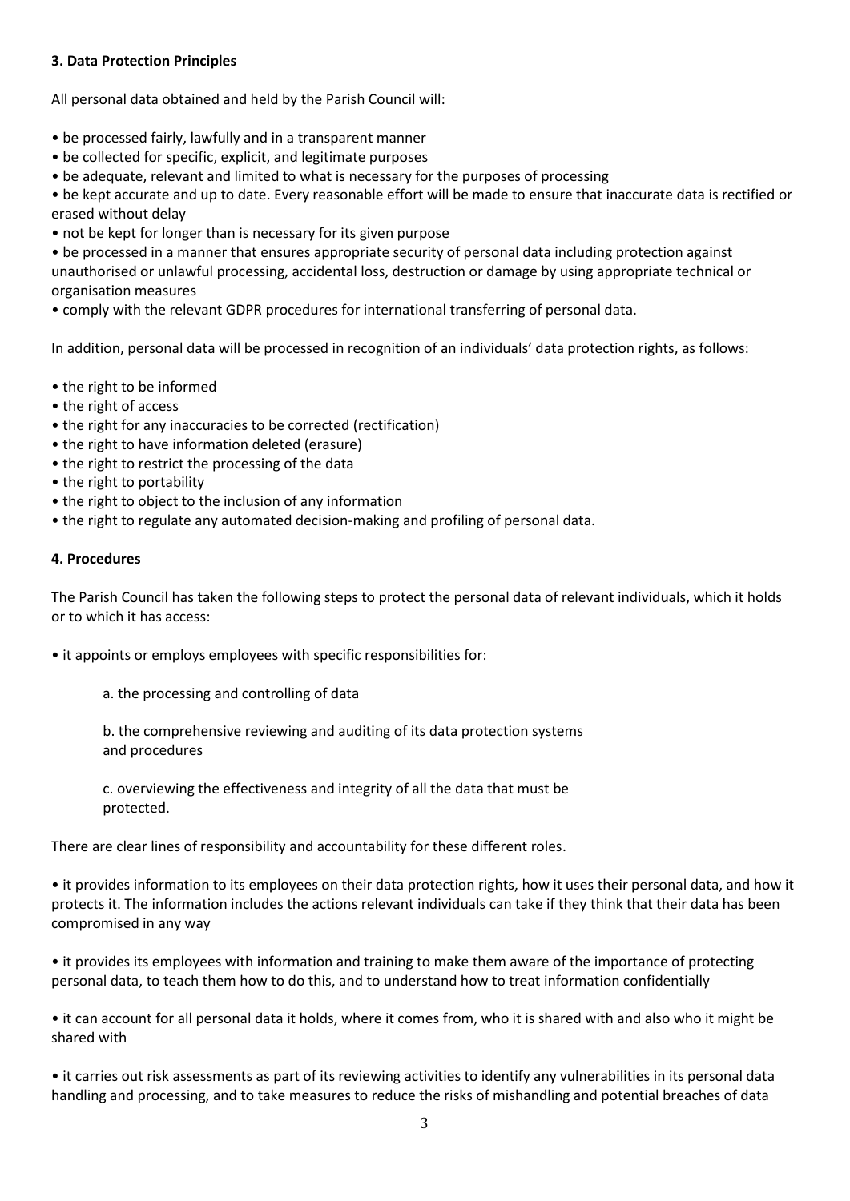### 3. Data Protection Principles

All personal data obtained and held by the Parish Council will:

- be processed fairly, lawfully and in a transparent manner
- be collected for specific, explicit, and legitimate purposes
- be adequate, relevant and limited to what is necessary for the purposes of processing
- be kept accurate and up to date. Every reasonable effort will be made to ensure that inaccurate data is rectified or erased without delay
- not be kept for longer than is necessary for its given purpose
- be processed in a manner that ensures appropriate security of personal data including protection against unauthorised or unlawful processing, accidental loss, destruction or damage by using appropriate technical or organisation measures
- comply with the relevant GDPR procedures for international transferring of personal data.

In addition, personal data will be processed in recognition of an individuals' data protection rights, as follows:

- the right to be informed
- the right of access
- the right for any inaccuracies to be corrected (rectification)
- the right to have information deleted (erasure)
- the right to restrict the processing of the data
- the right to portability
- the right to object to the inclusion of any information
- the right to regulate any automated decision-making and profiling of personal data.

### 4. Procedures

The Parish Council has taken the following steps to protect the personal data of relevant individuals, which it holds or to which it has access:

- it appoints or employs employees with specific responsibilities for:

  a. the processing and controlling of data

  b. the comprehensive reviewing and auditing of its data protection systems and procedures

  c. overviewing the effectiveness and integrity of all the data that must be protected.

There are clear lines of responsibility and accountability for these different roles.

- it provides information to its employees on their data protection rights, how it uses their personal data, and how it protects it. The information includes the actions relevant individuals can take if they think that their data has been compromised in any way

- it provides its employees with information and training to make them aware of the importance of protecting personal data, to teach them how to do this, and to understand how to treat information confidentially

- it can account for all personal data it holds, where it comes from, who it is shared with and also who it might be shared with

- it carries out risk assessments as part of its reviewing activities to identify any vulnerabilities in its personal data handling and processing, and to take measures to reduce the risks of mishandling and potential breaches of data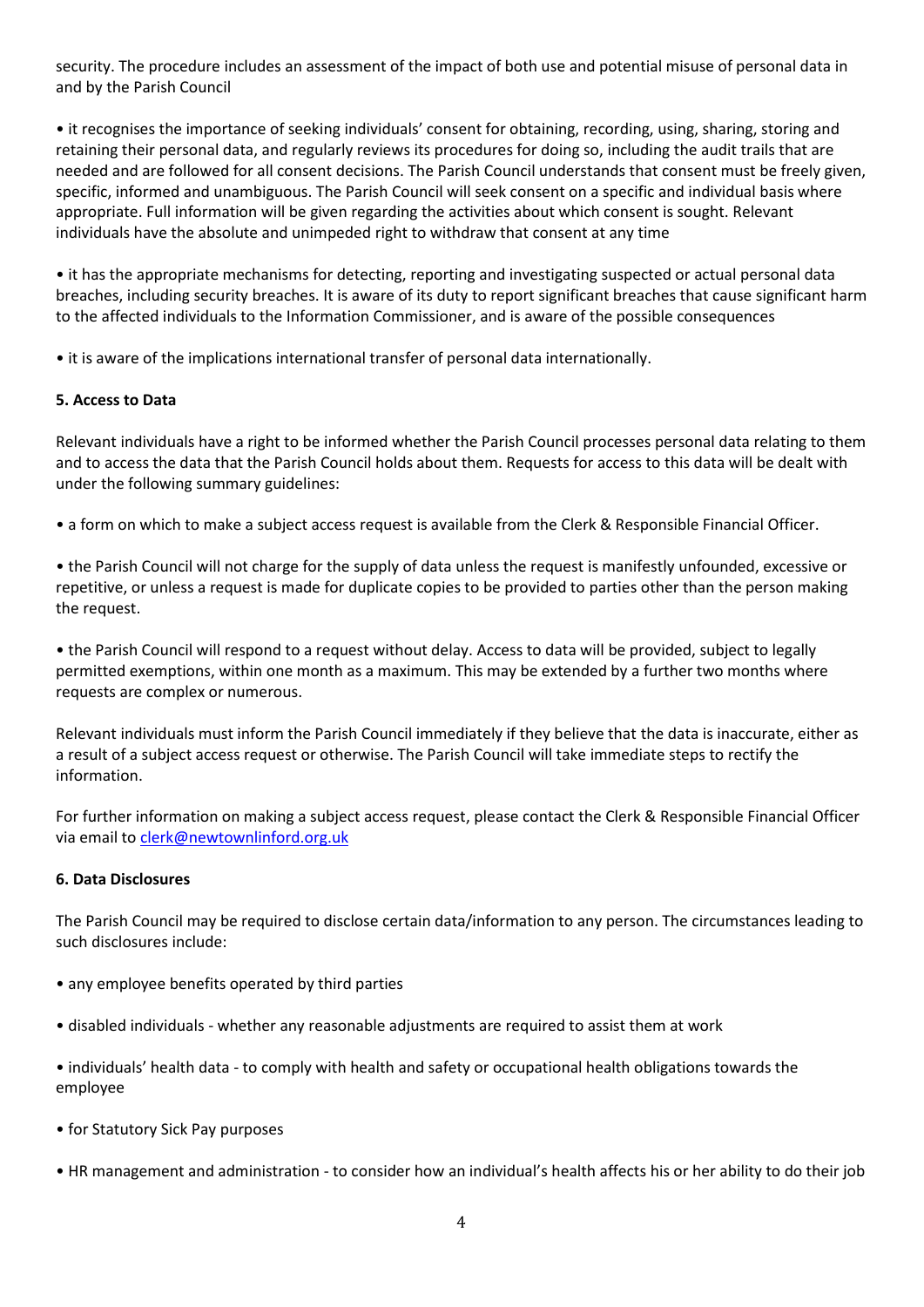security. The procedure includes an assessment of the impact of both use and potential misuse of personal data in and by the Parish Council

• it recognises the importance of seeking individuals' consent for obtaining, recording, using, sharing, storing and retaining their personal data, and regularly reviews its procedures for doing so, including the audit trails that are needed and are followed for all consent decisions. The Parish Council understands that consent must be freely given, specific, informed and unambiguous. The Parish Council will seek consent on a specific and individual basis where appropriate. Full information will be given regarding the activities about which consent is sought. Relevant individuals have the absolute and unimpeded right to withdraw that consent at any time

• it has the appropriate mechanisms for detecting, reporting and investigating suspected or actual personal data breaches, including security breaches. It is aware of its duty to report significant breaches that cause significant harm to the affected individuals to the Information Commissioner, and is aware of the possible consequences

• it is aware of the implications international transfer of personal data internationally.

**5. Access to Data**

Relevant individuals have a right to be informed whether the Parish Council processes personal data relating to them and to access the data that the Parish Council holds about them. Requests for access to this data will be dealt with under the following summary guidelines:

• a form on which to make a subject access request is available from the Clerk & Responsible Financial Officer.

• the Parish Council will not charge for the supply of data unless the request is manifestly unfounded, excessive or repetitive, or unless a request is made for duplicate copies to be provided to parties other than the person making the request.

• the Parish Council will respond to a request without delay. Access to data will be provided, subject to legally permitted exemptions, within one month as a maximum. This may be extended by a further two months where requests are complex or numerous.

Relevant individuals must inform the Parish Council immediately if they believe that the data is inaccurate, either as a result of a subject access request or otherwise. The Parish Council will take immediate steps to rectify the information.

For further information on making a subject access request, please contact the Clerk & Responsible Financial Officer via email to clerk@newtownlinford.org.uk

**6. Data Disclosures**

The Parish Council may be required to disclose certain data/information to any person. The circumstances leading to such disclosures include:

• any employee benefits operated by third parties

• disabled individuals - whether any reasonable adjustments are required to assist them at work

• individuals' health data - to comply with health and safety or occupational health obligations towards the employee

• for Statutory Sick Pay purposes

• HR management and administration - to consider how an individual's health affects his or her ability to do their job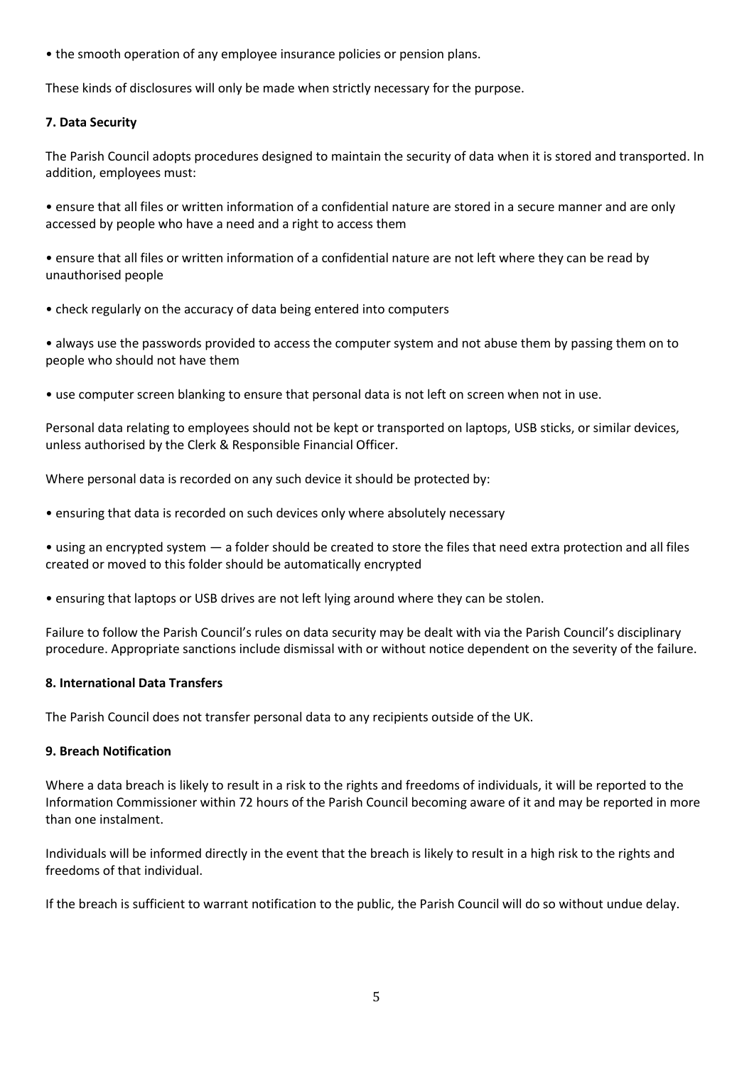- the smooth operation of any employee insurance policies or pension plans.

These kinds of disclosures will only be made when strictly necessary for the purpose.

**7. Data Security**

The Parish Council adopts procedures designed to maintain the security of data when it is stored and transported. In addition, employees must:

- ensure that all files or written information of a confidential nature are stored in a secure manner and are only accessed by people who have a need and a right to access them

- ensure that all files or written information of a confidential nature are not left where they can be read by unauthorised people

- check regularly on the accuracy of data being entered into computers

- always use the passwords provided to access the computer system and not abuse them by passing them on to people who should not have them

- use computer screen blanking to ensure that personal data is not left on screen when not in use.

Personal data relating to employees should not be kept or transported on laptops, USB sticks, or similar devices, unless authorised by the Clerk & Responsible Financial Officer.

Where personal data is recorded on any such device it should be protected by:

- ensuring that data is recorded on such devices only where absolutely necessary

- using an encrypted system — a folder should be created to store the files that need extra protection and all files created or moved to this folder should be automatically encrypted

- ensuring that laptops or USB drives are not left lying around where they can be stolen.

Failure to follow the Parish Council's rules on data security may be dealt with via the Parish Council's disciplinary procedure. Appropriate sanctions include dismissal with or without notice dependent on the severity of the failure.

**8. International Data Transfers**

The Parish Council does not transfer personal data to any recipients outside of the UK.

**9. Breach Notification**

Where a data breach is likely to result in a risk to the rights and freedoms of individuals, it will be reported to the Information Commissioner within 72 hours of the Parish Council becoming aware of it and may be reported in more than one instalment.

Individuals will be informed directly in the event that the breach is likely to result in a high risk to the rights and freedoms of that individual.

If the breach is sufficient to warrant notification to the public, the Parish Council will do so without undue delay.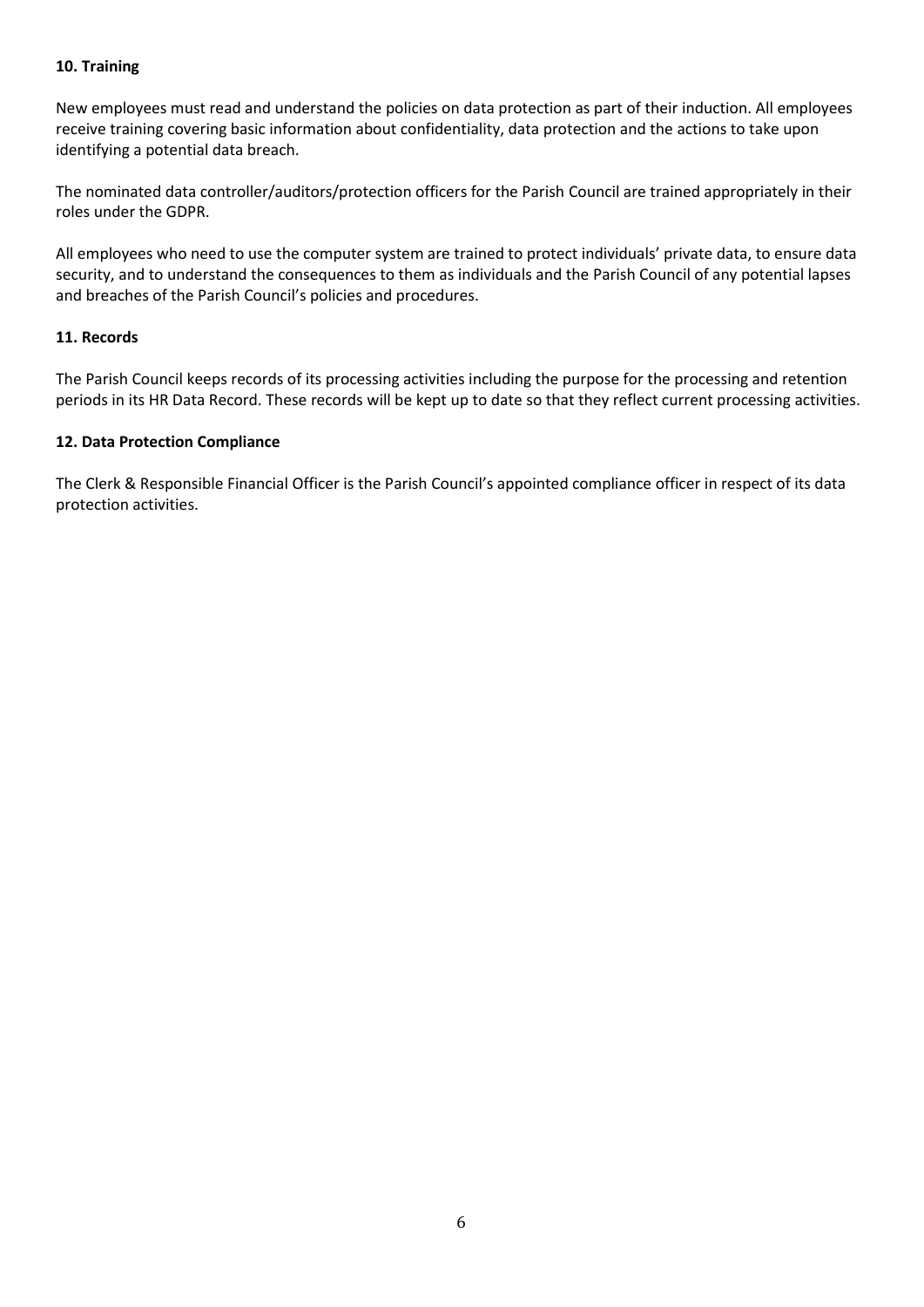**10. Training**

New employees must read and understand the policies on data protection as part of their induction. All employees receive training covering basic information about confidentiality, data protection and the actions to take upon identifying a potential data breach.

The nominated data controller/auditors/protection officers for the Parish Council are trained appropriately in their roles under the GDPR.

All employees who need to use the computer system are trained to protect individuals' private data, to ensure data security, and to understand the consequences to them as individuals and the Parish Council of any potential lapses and breaches of the Parish Council's policies and procedures.

**11. Records**

The Parish Council keeps records of its processing activities including the purpose for the processing and retention periods in its HR Data Record. These records will be kept up to date so that they reflect current processing activities.

**12. Data Protection Compliance**

The Clerk & Responsible Financial Officer is the Parish Council's appointed compliance officer in respect of its data protection activities.